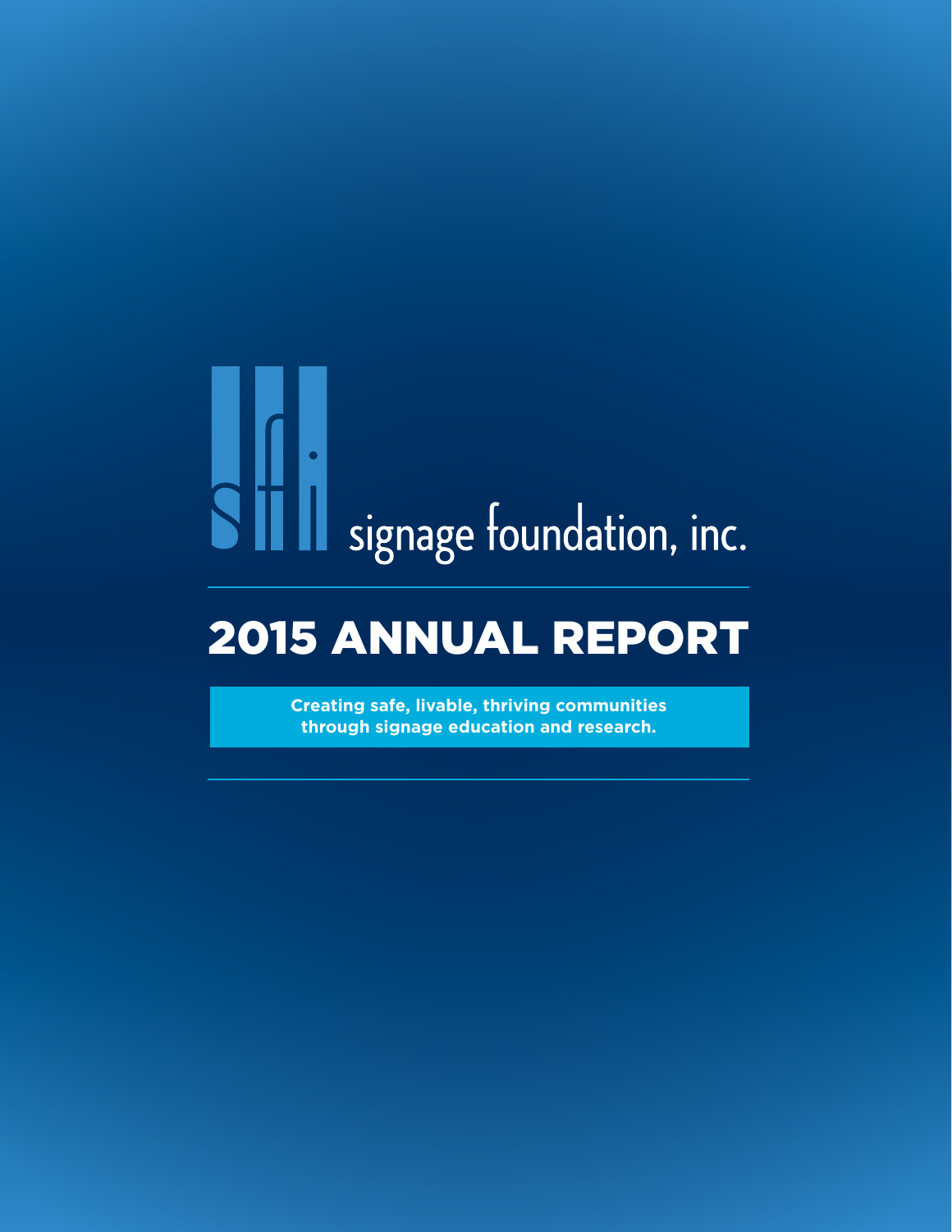sfi signage foundation, inc.

# 2015 ANNUAL REPORT

**Creating safe, livable, thriving communities through signage education and research.**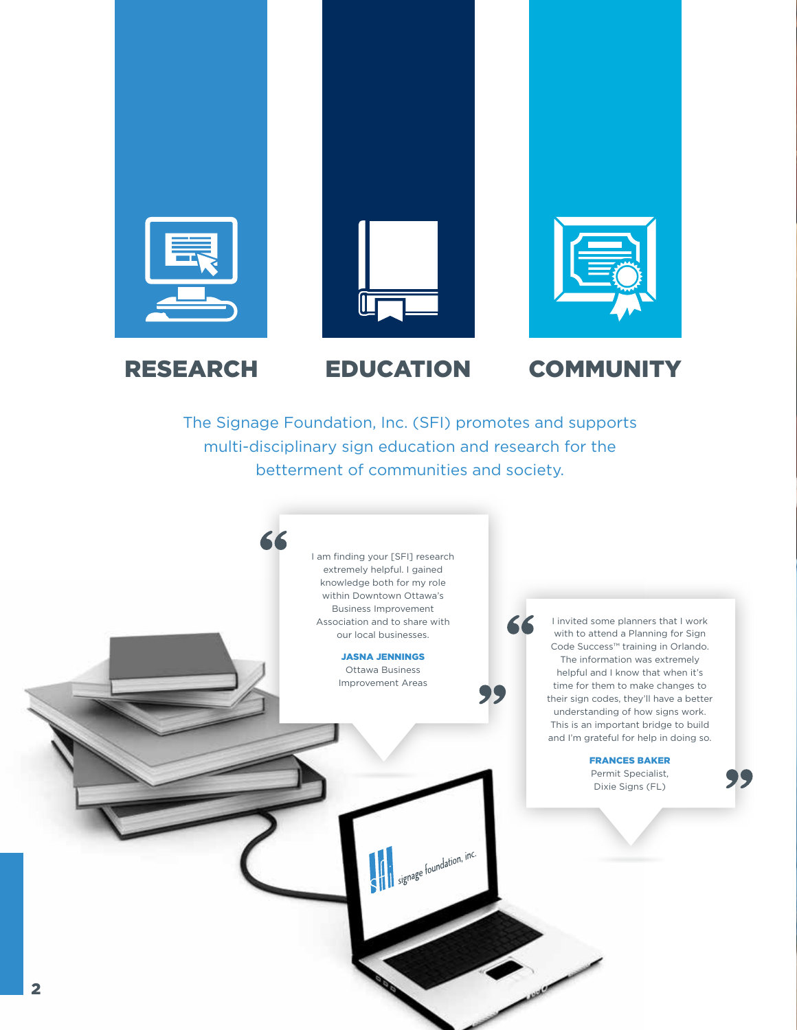## RESEARCH

## EDUCATION

## COMMUNITY

The Signage Foundation, Inc. (SFI) promotes and supports multi-disciplinary sign education and research for the betterment of communities and society.

> "I am finding your [SFI] research extremely helpful. I gained knowledge both for my role within Downtown Ottawa's Business Improvement Association and to share with our local businesses."
>
> **JASNA JENNINGS**
> Ottawa Business Improvement Areas

> "I invited some planners that I work with to attend a Planning for Sign Code Success™ training in Orlando. The information was extremely helpful and I know that when it's time for them to make changes to their sign codes, they'll have a better understanding of how signs work. This is an important bridge to build and I'm grateful for help in doing so."
>
> **FRANCES BAKER**
> Permit Specialist,
> Dixie Signs (FL)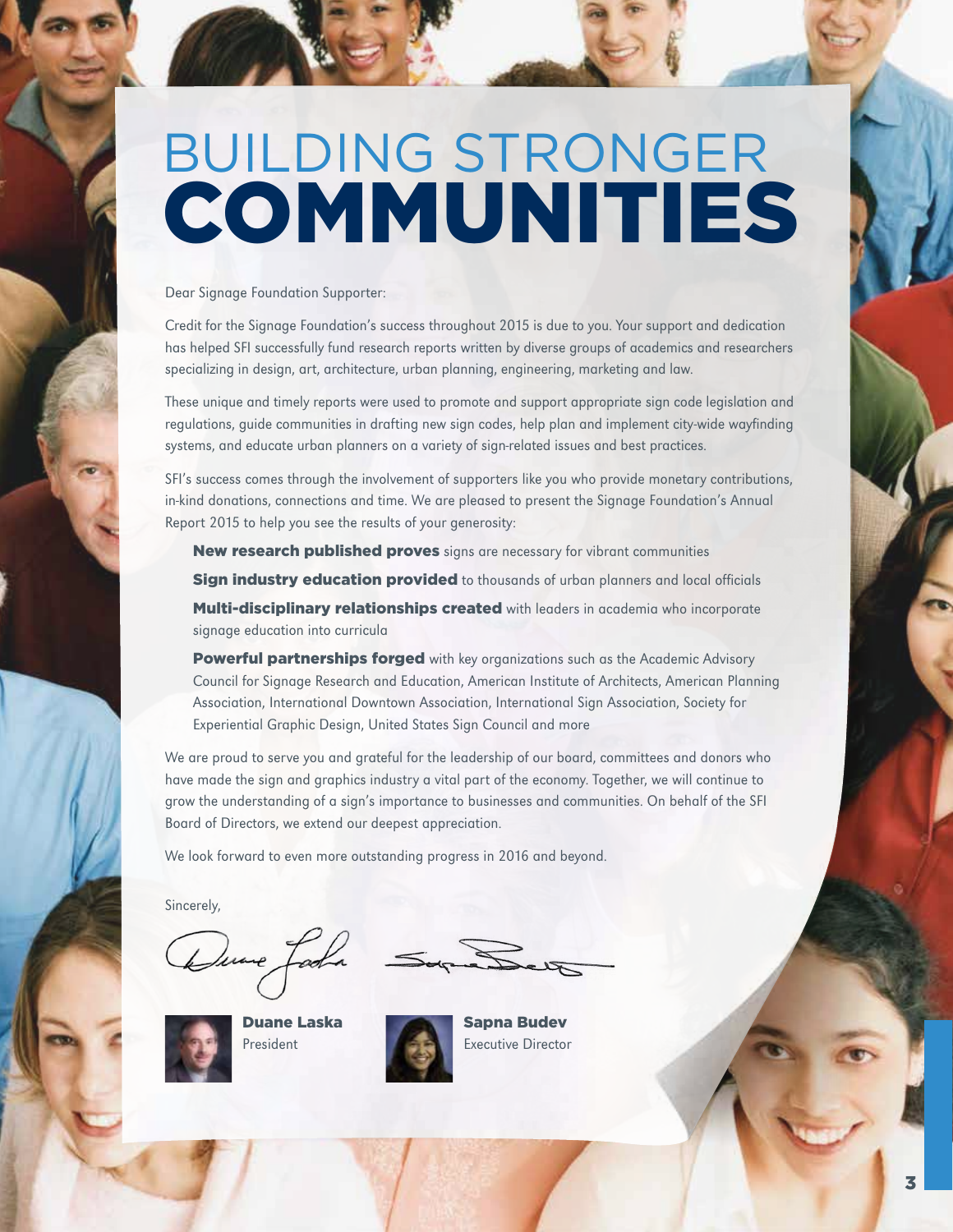# BUILDING STRONGER COMMUNITIES

Dear Signage Foundation Supporter:

Credit for the Signage Foundation's success throughout 2015 is due to you. Your support and dedication has helped SFI successfully fund research reports written by diverse groups of academics and researchers specializing in design, art, architecture, urban planning, engineering, marketing and law.

These unique and timely reports were used to promote and support appropriate sign code legislation and regulations, guide communities in drafting new sign codes, help plan and implement city-wide wayfinding systems, and educate urban planners on a variety of sign-related issues and best practices.

SFI's success comes through the involvement of supporters like you who provide monetary contributions, in-kind donations, connections and time. We are pleased to present the Signage Foundation's Annual Report 2015 to help you see the results of your generosity:

- **New research published proves** signs are necessary for vibrant communities
- **Sign industry education provided** to thousands of urban planners and local officials
- **Multi-disciplinary relationships created** with leaders in academia who incorporate signage education into curricula
- **Powerful partnerships forged** with key organizations such as the Academic Advisory Council for Signage Research and Education, American Institute of Architects, American Planning Association, International Downtown Association, International Sign Association, Society for Experiential Graphic Design, United States Sign Council and more

We are proud to serve you and grateful for the leadership of our board, committees and donors who have made the sign and graphics industry a vital part of the economy. Together, we will continue to grow the understanding of a sign's importance to businesses and communities. On behalf of the SFI Board of Directors, we extend our deepest appreciation.

We look forward to even more outstanding progress in 2016 and beyond.

Sincerely,

**Duane Laska**
President

**Sapna Budev**
Executive Director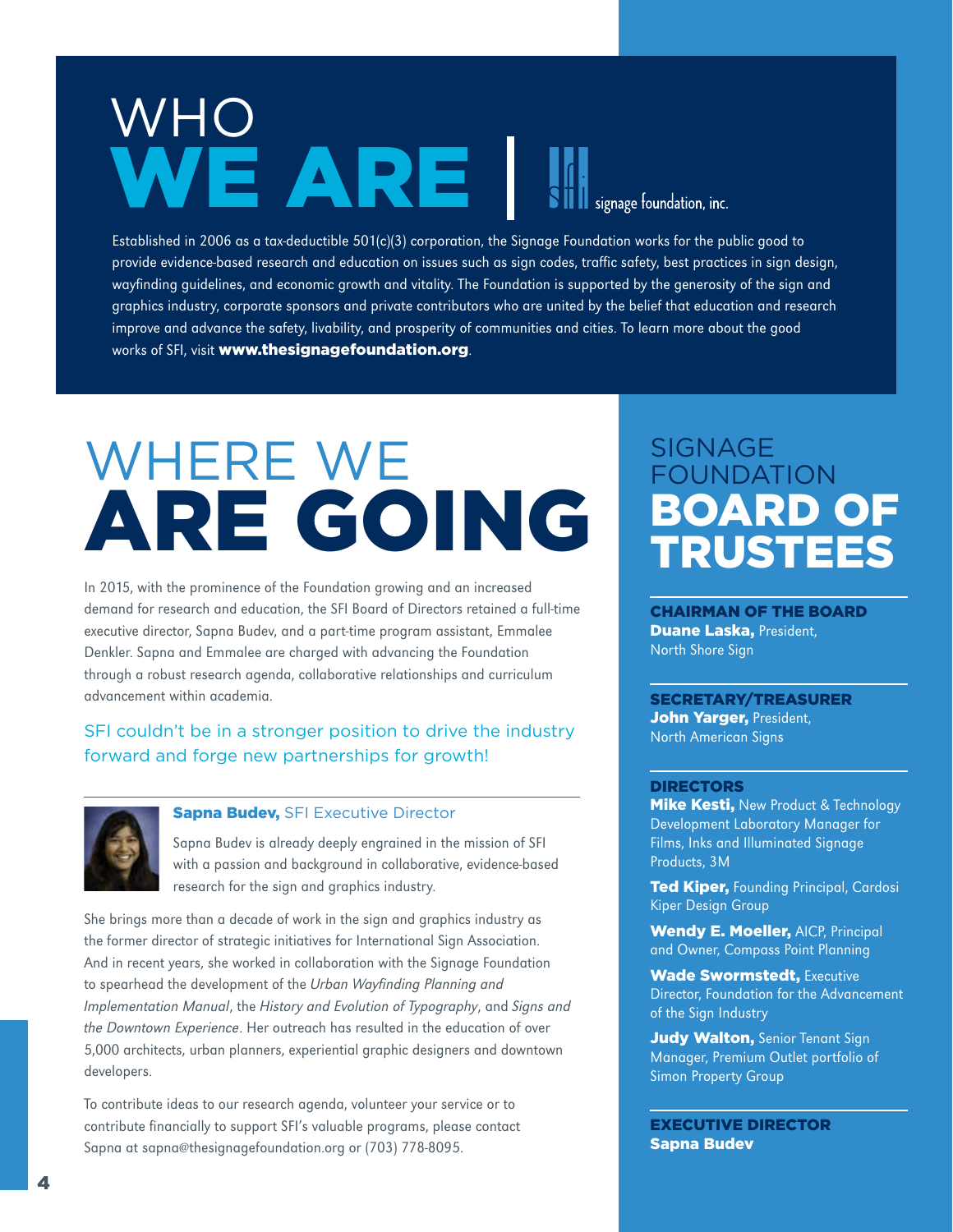# WHO WE ARE | signage foundation, inc.

Established in 2006 as a tax-deductible 501(c)(3) corporation, the Signage Foundation works for the public good to provide evidence-based research and education on issues such as sign codes, traffic safety, best practices in sign design, wayfinding guidelines, and economic growth and vitality. The Foundation is supported by the generosity of the sign and graphics industry, corporate sponsors and private contributors who are united by the belief that education and research improve and advance the safety, livability, and prosperity of communities and cities. To learn more about the good works of SFI, visit **www.thesignagefoundation.org**.

# WHERE WE ARE GOING

In 2015, with the prominence of the Foundation growing and an increased demand for research and education, the SFI Board of Directors retained a full-time executive director, Sapna Budev, and a part-time program assistant, Emmalee Denkler. Sapna and Emmalee are charged with advancing the Foundation through a robust research agenda, collaborative relationships and curriculum advancement within academia.

SFI couldn't be in a stronger position to drive the industry forward and forge new partnerships for growth!

**Sapna Budev,** SFI Executive Director

Sapna Budev is already deeply engrained in the mission of SFI with a passion and background in collaborative, evidence-based research for the sign and graphics industry.

She brings more than a decade of work in the sign and graphics industry as the former director of strategic initiatives for International Sign Association. And in recent years, she worked in collaboration with the Signage Foundation to spearhead the development of the *Urban Wayfinding Planning and Implementation Manual*, the *History and Evolution of Typography*, and *Signs and the Downtown Experience*. Her outreach has resulted in the education of over 5,000 architects, urban planners, experiential graphic designers and downtown developers.

To contribute ideas to our research agenda, volunteer your service or to contribute financially to support SFI's valuable programs, please contact Sapna at sapna@thesignagefoundation.org or (703) 778-8095.

# SIGNAGE FOUNDATION BOARD OF TRUSTEES

### CHAIRMAN OF THE BOARD

**Duane Laska,** President, North Shore Sign

### SECRETARY/TREASURER

**John Yarger,** President, North American Signs

### DIRECTORS

**Mike Kesti,** New Product & Technology Development Laboratory Manager for Films, Inks and Illuminated Signage Products, 3M

**Ted Kiper,** Founding Principal, Cardosi Kiper Design Group

**Wendy E. Moeller,** AICP, Principal and Owner, Compass Point Planning

**Wade Swormstedt,** Executive Director, Foundation for the Advancement of the Sign Industry

**Judy Walton,** Senior Tenant Sign Manager, Premium Outlet portfolio of Simon Property Group

### EXECUTIVE DIRECTOR

**Sapna Budev**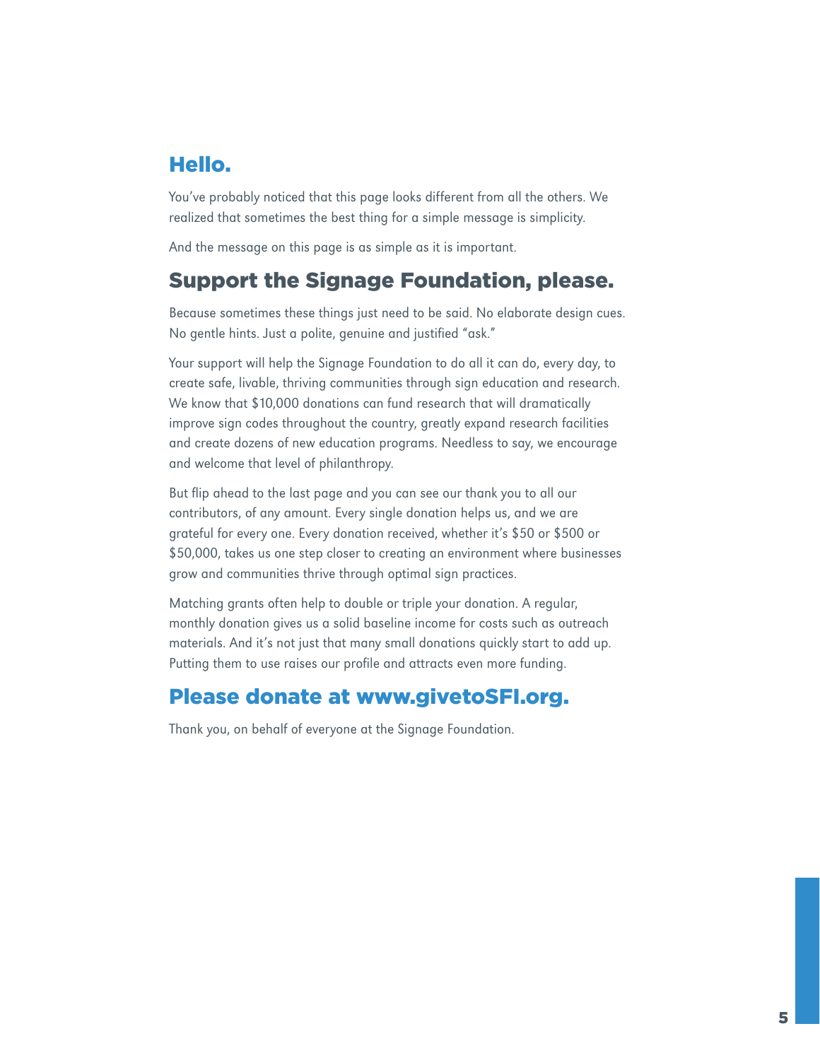## Hello.

You've probably noticed that this page looks different from all the others. We realized that sometimes the best thing for a simple message is simplicity.

And the message on this page is as simple as it is important.

## Support the Signage Foundation, please.

Because sometimes these things just need to be said. No elaborate design cues. No gentle hints. Just a polite, genuine and justified "ask."

Your support will help the Signage Foundation to do all it can do, every day, to create safe, livable, thriving communities through sign education and research. We know that $10,000 donations can fund research that will dramatically improve sign codes throughout the country, greatly expand research facilities and create dozens of new education programs. Needless to say, we encourage and welcome that level of philanthropy.

But flip ahead to the last page and you can see our thank you to all our contributors, of any amount. Every single donation helps us, and we are grateful for every one. Every donation received, whether it's $50 or $500 or $50,000, takes us one step closer to creating an environment where businesses grow and communities thrive through optimal sign practices.

Matching grants often help to double or triple your donation. A regular, monthly donation gives us a solid baseline income for costs such as outreach materials. And it's not just that many small donations quickly start to add up. Putting them to use raises our profile and attracts even more funding.

## Please donate at www.givetoSFI.org.

Thank you, on behalf of everyone at the Signage Foundation.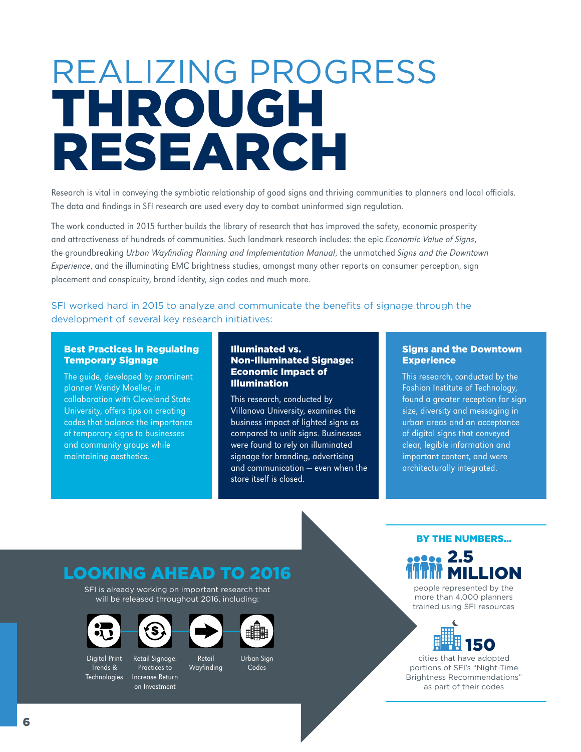# REALIZING PROGRESS THROUGH RESEARCH

Research is vital in conveying the symbiotic relationship of good signs and thriving communities to planners and local officials. The data and findings in SFI research are used every day to combat uninformed sign regulation.

The work conducted in 2015 further builds the library of research that has improved the safety, economic prosperity and attractiveness of hundreds of communities. Such landmark research includes: the epic *Economic Value of Signs*, the groundbreaking *Urban Wayfinding Planning and Implementation Manual*, the unmatched *Signs and the Downtown Experience*, and the illuminating EMC brightness studies, amongst many other reports on consumer perception, sign placement and conspicuity, brand identity, sign codes and much more.

SFI worked hard in 2015 to analyze and communicate the benefits of signage through the development of several key research initiatives:

### Best Practices in Regulating Temporary Signage

The guide, developed by prominent planner Wendy Moeller, in collaboration with Cleveland State University, offers tips on creating codes that balance the importance of temporary signs to businesses and community groups while maintaining aesthetics.

### Illuminated vs. Non-Illuminated Signage: Economic Impact of Illumination

This research, conducted by Villanova University, examines the business impact of lighted signs as compared to unlit signs. Businesses were found to rely on illuminated signage for branding, advertising and communication — even when the store itself is closed.

### Signs and the Downtown Experience

This research, conducted by the Fashion Institute of Technology, found a greater reception for sign size, diversity and messaging in urban areas and an acceptance of digital signs that conveyed clear, legible information and important content, and were architecturally integrated.

## LOOKING AHEAD TO 2016

SFI is already working on important research that will be released throughout 2016, including:

- Digital Print Trends & Technologies
- Retail Signage: Practices to Increase Return on Investment
- Retail Wayfinding
- Urban Sign Codes

## BY THE NUMBERS...

**2.5 MILLION**
people represented by the more than 4,000 planners trained using SFI resources

**150**
cities that have adopted portions of SFI's "Night-Time Brightness Recommendations" as part of their codes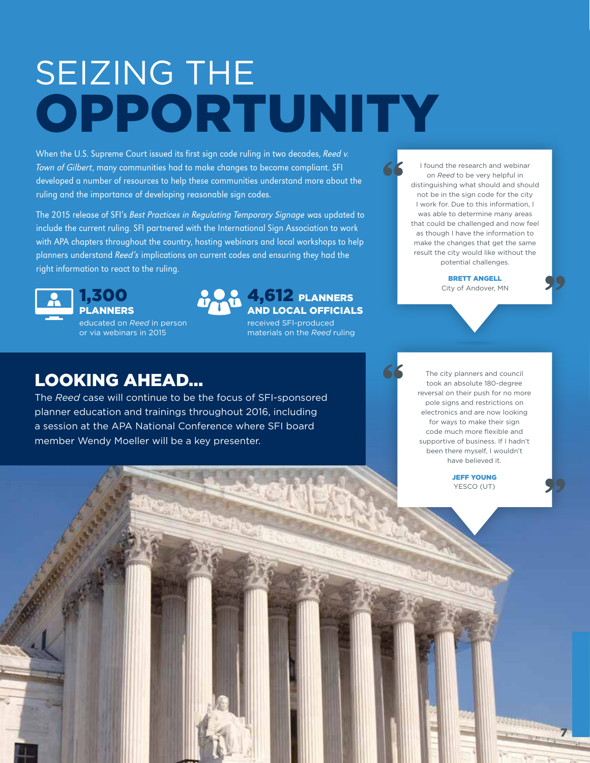# SEIZING THE OPPORTUNITY

When the U.S. Supreme Court issued its first sign code ruling in two decades, *Reed v. Town of Gilbert*, many communities had to make changes to become compliant. SFI developed a number of resources to help these communities understand more about the ruling and the importance of developing reasonable sign codes.

The 2015 release of SFI's *Best Practices in Regulating Temporary Signage* was updated to include the current ruling. SFI partnered with the International Sign Association to work with APA chapters throughout the country, hosting webinars and local workshops to help planners understand *Reed's* implications on current codes and ensuring they had the right information to react to the ruling.

**1,300 PLANNERS**
educated on *Reed* in person or via webinars in 2015

**4,612 PLANNERS AND LOCAL OFFICIALS**
received SFI-produced materials on the *Reed* ruling

> I found the research and webinar on *Reed* to be very helpful in distinguishing what should and should not be in the sign code for the city I work for. Due to this information, I was able to determine many areas that could be challenged and now feel as though I have the information to make the changes that get the same result the city would like without the potential challenges.
>
> **BRETT ANGELL**
> City of Andover, MN

## LOOKING AHEAD...

The *Reed* case will continue to be the focus of SFI-sponsored planner education and trainings throughout 2016, including a session at the APA National Conference where SFI board member Wendy Moeller will be a key presenter.

> The city planners and council took an absolute 180-degree reversal on their push for no more pole signs and restrictions on electronics and are now looking for ways to make their sign code much more flexible and supportive of business. If I hadn't been there myself, I wouldn't have believed it.
>
> **JEFF YOUNG**
> YESCO (UT)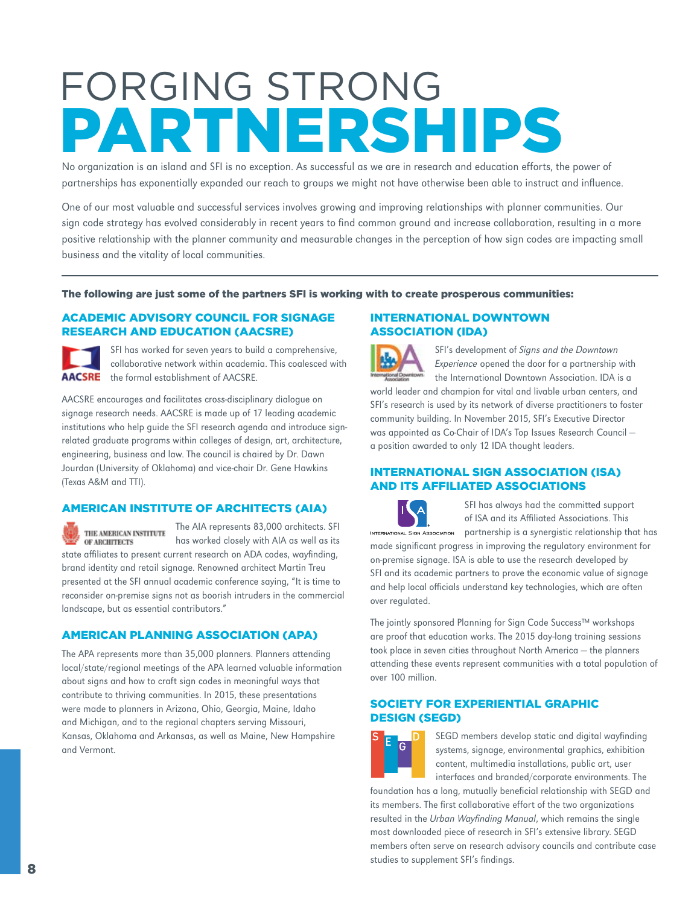# FORGING STRONG PARTNERSHIPS

No organization is an island and SFI is no exception. As successful as we are in research and education efforts, the power of partnerships has exponentially expanded our reach to groups we might not have otherwise been able to instruct and influence.

One of our most valuable and successful services involves growing and improving relationships with planner communities. Our sign code strategy has evolved considerably in recent years to find common ground and increase collaboration, resulting in a more positive relationship with the planner community and measurable changes in the perception of how sign codes are impacting small business and the vitality of local communities.

**The following are just some of the partners SFI is working with to create prosperous communities:**

## ACADEMIC ADVISORY COUNCIL FOR SIGNAGE RESEARCH AND EDUCATION (AACSRE)

SFI has worked for seven years to build a comprehensive, collaborative network within academia. This coalesced with the formal establishment of AACSRE.

AACSRE encourages and facilitates cross-disciplinary dialogue on signage research needs. AACSRE is made up of 17 leading academic institutions who help guide the SFI research agenda and introduce sign-related graduate programs within colleges of design, art, architecture, engineering, business and law. The council is chaired by Dr. Dawn Jourdan (University of Oklahoma) and vice-chair Dr. Gene Hawkins (Texas A&M and TTI).

## AMERICAN INSTITUTE OF ARCHITECTS (AIA)

The AIA represents 83,000 architects. SFI has worked closely with AIA as well as its state affiliates to present current research on ADA codes, wayfinding, brand identity and retail signage. Renowned architect Martin Treu presented at the SFI annual academic conference saying, "It is time to reconsider on-premise signs not as boorish intruders in the commercial landscape, but as essential contributors."

## AMERICAN PLANNING ASSOCIATION (APA)

The APA represents more than 35,000 planners. Planners attending local/state/regional meetings of the APA learned valuable information about signs and how to craft sign codes in meaningful ways that contribute to thriving communities. In 2015, these presentations were made to planners in Arizona, Ohio, Georgia, Maine, Idaho and Michigan, and to the regional chapters serving Missouri, Kansas, Oklahoma and Arkansas, as well as Maine, New Hampshire and Vermont.

## INTERNATIONAL DOWNTOWN ASSOCIATION (IDA)

SFI's development of *Signs and the Downtown Experience* opened the door for a partnership with the International Downtown Association. IDA is a world leader and champion for vital and livable urban centers, and SFI's research is used by its network of diverse practitioners to foster community building. In November 2015, SFI's Executive Director was appointed as Co-Chair of IDA's Top Issues Research Council — a position awarded to only 12 IDA thought leaders.

## INTERNATIONAL SIGN ASSOCIATION (ISA) AND ITS AFFILIATED ASSOCIATIONS

SFI has always had the committed support of ISA and its Affiliated Associations. This partnership is a synergistic relationship that has made significant progress in improving the regulatory environment for on-premise signage. ISA is able to use the research developed by SFI and its academic partners to prove the economic value of signage and help local officials understand key technologies, which are often over regulated.

The jointly sponsored Planning for Sign Code Success™ workshops are proof that education works. The 2015 day-long training sessions took place in seven cities throughout North America — the planners attending these events represent communities with a total population of over 100 million.

## SOCIETY FOR EXPERIENTIAL GRAPHIC DESIGN (SEGD)

SEGD members develop static and digital wayfinding systems, signage, environmental graphics, exhibition content, multimedia installations, public art, user interfaces and branded/corporate environments. The foundation has a long, mutually beneficial relationship with SEGD and its members. The first collaborative effort of the two organizations resulted in the *Urban Wayfinding Manual*, which remains the single most downloaded piece of research in SFI's extensive library. SEGD members often serve on research advisory councils and contribute case studies to supplement SFI's findings.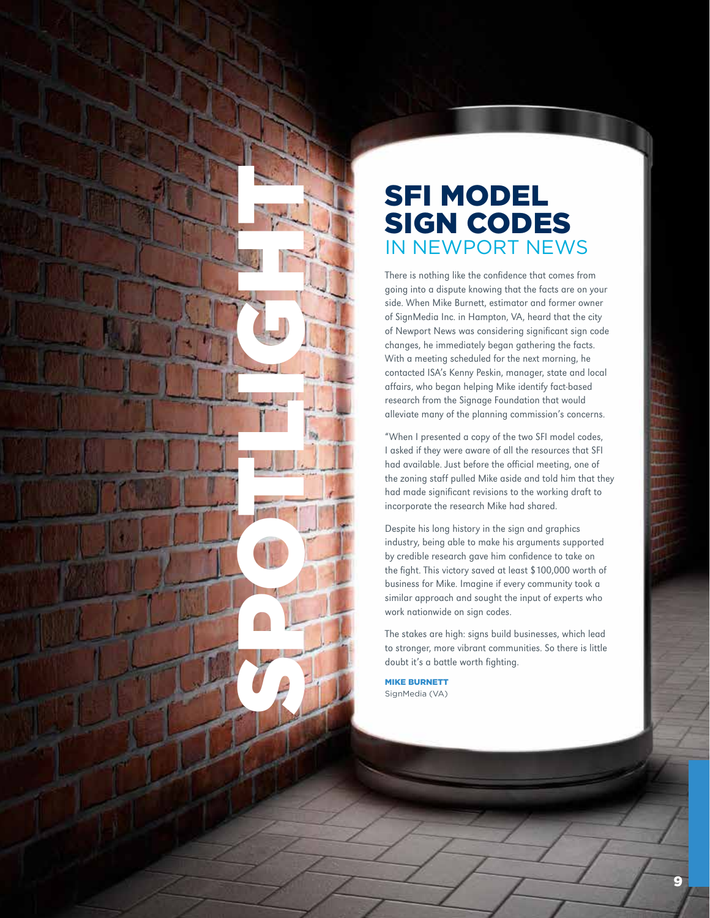SPOTLIGHT

# SFI MODEL SIGN CODES
## IN NEWPORT NEWS

There is nothing like the confidence that comes from going into a dispute knowing that the facts are on your side. When Mike Burnett, estimator and former owner of SignMedia Inc. in Hampton, VA, heard that the city of Newport News was considering significant sign code changes, he immediately began gathering the facts. With a meeting scheduled for the next morning, he contacted ISA's Kenny Peskin, manager, state and local affairs, who began helping Mike identify fact-based research from the Signage Foundation that would alleviate many of the planning commission's concerns.

"When I presented a copy of the two SFI model codes, I asked if they were aware of all the resources that SFI had available. Just before the official meeting, one of the zoning staff pulled Mike aside and told him that they had made significant revisions to the working draft to incorporate the research Mike had shared.

Despite his long history in the sign and graphics industry, being able to make his arguments supported by credible research gave him confidence to take on the fight. This victory saved at least $100,000 worth of business for Mike. Imagine if every community took a similar approach and sought the input of experts who work nationwide on sign codes.

The stakes are high: signs build businesses, which lead to stronger, more vibrant communities. So there is little doubt it's a battle worth fighting.

**MIKE BURNETT**
SignMedia (VA)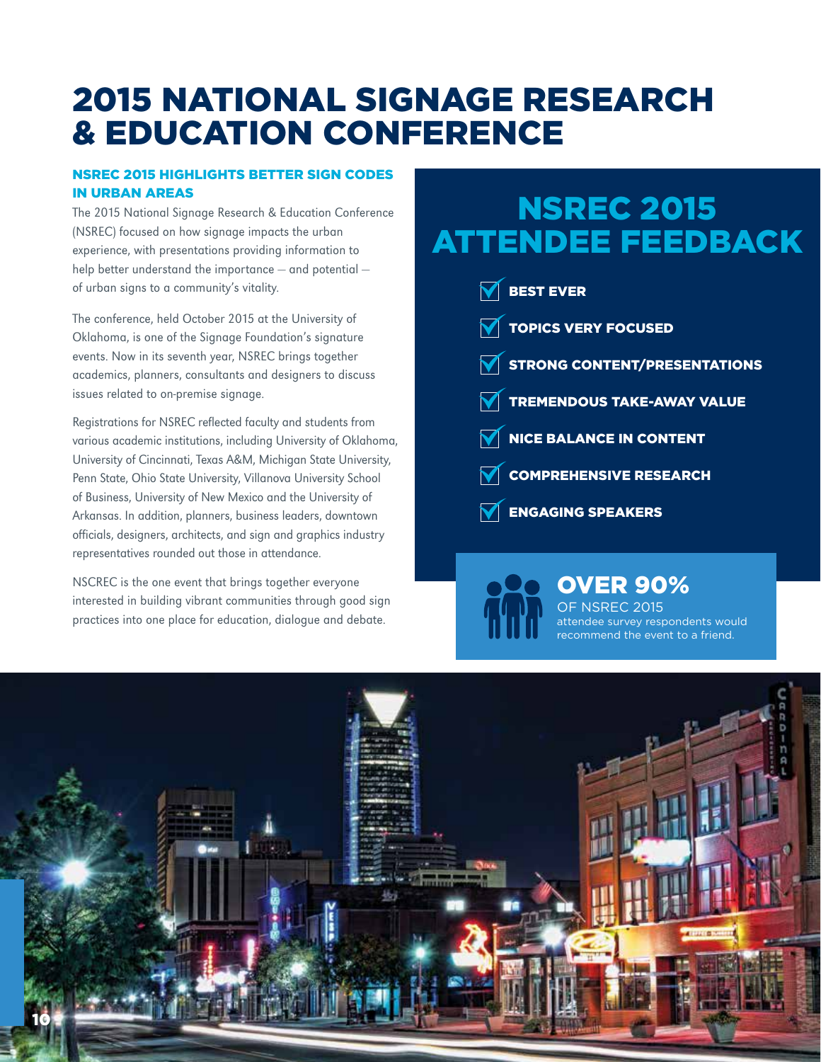# 2015 NATIONAL SIGNAGE RESEARCH & EDUCATION CONFERENCE

### NSREC 2015 HIGHLIGHTS BETTER SIGN CODES IN URBAN AREAS

The 2015 National Signage Research & Education Conference (NSREC) focused on how signage impacts the urban experience, with presentations providing information to help better understand the importance — and potential — of urban signs to a community's vitality.

The conference, held October 2015 at the University of Oklahoma, is one of the Signage Foundation's signature events. Now in its seventh year, NSREC brings together academics, planners, consultants and designers to discuss issues related to on-premise signage.

Registrations for NSREC reflected faculty and students from various academic institutions, including University of Oklahoma, University of Cincinnati, Texas A&M, Michigan State University, Penn State, Ohio State University, Villanova University School of Business, University of New Mexico and the University of Arkansas. In addition, planners, business leaders, downtown officials, designers, architects, and sign and graphics industry representatives rounded out those in attendance.

NSCREC is the one event that brings together everyone interested in building vibrant communities through good sign practices into one place for education, dialogue and debate.

## NSREC 2015 ATTENDEE FEEDBACK

- **BEST EVER**
- **TOPICS VERY FOCUSED**
- **STRONG CONTENT/PRESENTATIONS**
- **TREMENDOUS TAKE-AWAY VALUE**
- **NICE BALANCE IN CONTENT**
- **COMPREHENSIVE RESEARCH**
- **ENGAGING SPEAKERS**

**OVER 90%**

OF NSREC 2015 attendee survey respondents would recommend the event to a friend.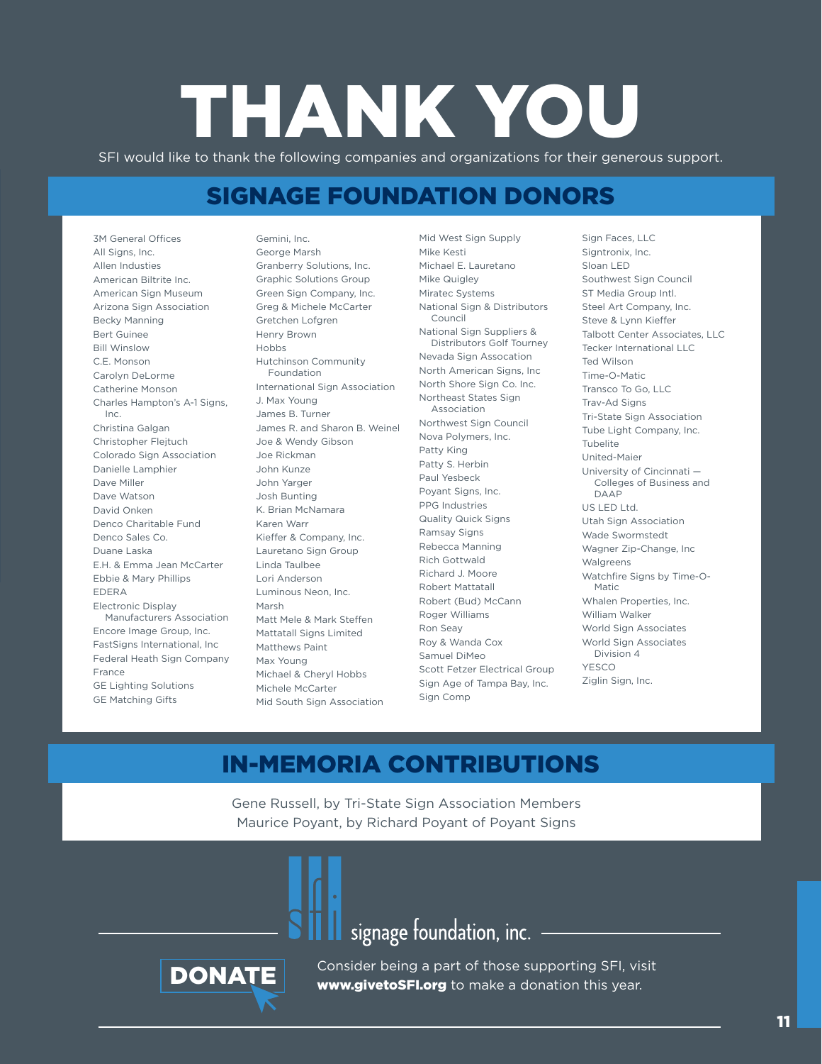# THANK YOU

SFI would like to thank the following companies and organizations for their generous support.

## SIGNAGE FOUNDATION DONORS

- 3M General Offices
- All Signs, Inc.
- Allen Industies
- American Biltrite Inc.
- American Sign Museum
- Arizona Sign Association
- Becky Manning
- Bert Guinee
- Bill Winslow
- C.E. Monson
- Carolyn DeLorme
- Catherine Monson
- Charles Hampton's A-1 Signs, Inc.
- Christina Galgan
- Christopher Flejtuch
- Colorado Sign Association
- Danielle Lamphier
- Dave Miller
- Dave Watson
- David Onken
- Denco Charitable Fund
- Denco Sales Co.
- Duane Laska
- E.H. & Emma Jean McCarter
- Ebbie & Mary Phillips
- EDERA
- Electronic Display Manufacturers Association
- Encore Image Group, Inc.
- FastSigns International, Inc
- Federal Heath Sign Company
- France
- GE Lighting Solutions
- GE Matching Gifts
- Gemini, Inc.
- George Marsh
- Granberry Solutions, Inc.
- Graphic Solutions Group
- Green Sign Company, Inc.
- Greg & Michele McCarter
- Gretchen Lofgren
- Henry Brown
- Hobbs
- Hutchinson Community Foundation
- International Sign Association
- J. Max Young
- James B. Turner
- James R. and Sharon B. Weinel
- Joe & Wendy Gibson
- Joe Rickman
- John Kunze
- John Yarger
- Josh Bunting
- K. Brian McNamara
- Karen Warr
- Kieffer & Company, Inc.
- Lauretano Sign Group
- Linda Taulbee
- Lori Anderson
- Luminous Neon, Inc.
- Marsh
- Matt Mele & Mark Steffen
- Mattatall Signs Limited
- Matthews Paint
- Max Young
- Michael & Cheryl Hobbs
- Michele McCarter
- Mid South Sign Association
- Mid West Sign Supply
- Mike Kesti
- Michael E. Lauretano
- Mike Quigley
- Miratec Systems
- National Sign & Distributors Council
- National Sign Suppliers & Distributors Golf Tourney
- Nevada Sign Assocation
- North American Signs, Inc
- North Shore Sign Co. Inc.
- Northeast States Sign Association
- Northwest Sign Council
- Nova Polymers, Inc.
- Patty King
- Patty S. Herbin
- Paul Yesbeck
- Poyant Signs, Inc.
- PPG Industries
- Quality Quick Signs
- Ramsay Signs
- Rebecca Manning
- Rich Gottwald
- Richard J. Moore
- Robert Mattatall
- Robert (Bud) McCann
- Roger Williams
- Ron Seay
- Roy & Wanda Cox
- Samuel DiMeo
- Scott Fetzer Electrical Group
- Sign Age of Tampa Bay, Inc.
- Sign Comp
- Sign Faces, LLC
- Signtronix, Inc.
- Sloan LED
- Southwest Sign Council
- ST Media Group Intl.
- Steel Art Company, Inc.
- Steve & Lynn Kieffer
- Talbott Center Associates, LLC
- Tecker International LLC
- Ted Wilson
- Time-O-Matic
- Transco To Go, LLC
- Trav-Ad Signs
- Tri-State Sign Association
- Tube Light Company, Inc.
- Tubelite
- United-Maier
- University of Cincinnati — Colleges of Business and DAAP
- US LED Ltd.
- Utah Sign Association
- Wade Swormstedt
- Wagner Zip-Change, Inc
- Walgreens
- Watchfire Signs by Time-O-Matic
- Whalen Properties, Inc.
- William Walker
- World Sign Associates
- World Sign Associates Division 4
- YESCO
- Ziglin Sign, Inc.

## IN-MEMORIA CONTRIBUTIONS

Gene Russell, by Tri-State Sign Association Members
Maurice Poyant, by Richard Poyant of Poyant Signs

signage foundation, inc.

**DONATE**

Consider being a part of those supporting SFI, visit **www.givetoSFI.org** to make a donation this year.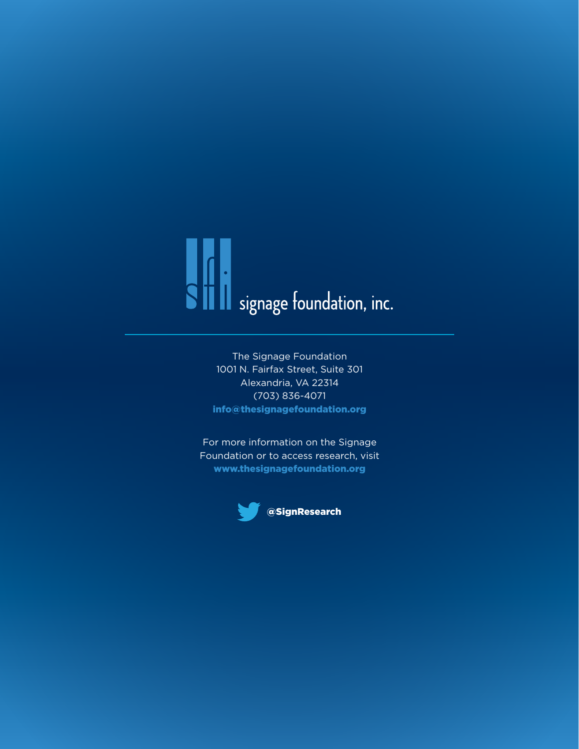signage foundation, inc.

The Signage Foundation
1001 N. Fairfax Street, Suite 301
Alexandria, VA 22314
(703) 836-4071
**info@thesignagefoundation.org**

For more information on the Signage Foundation or to access research, visit
**www.thesignagefoundation.org**

**@SignResearch**